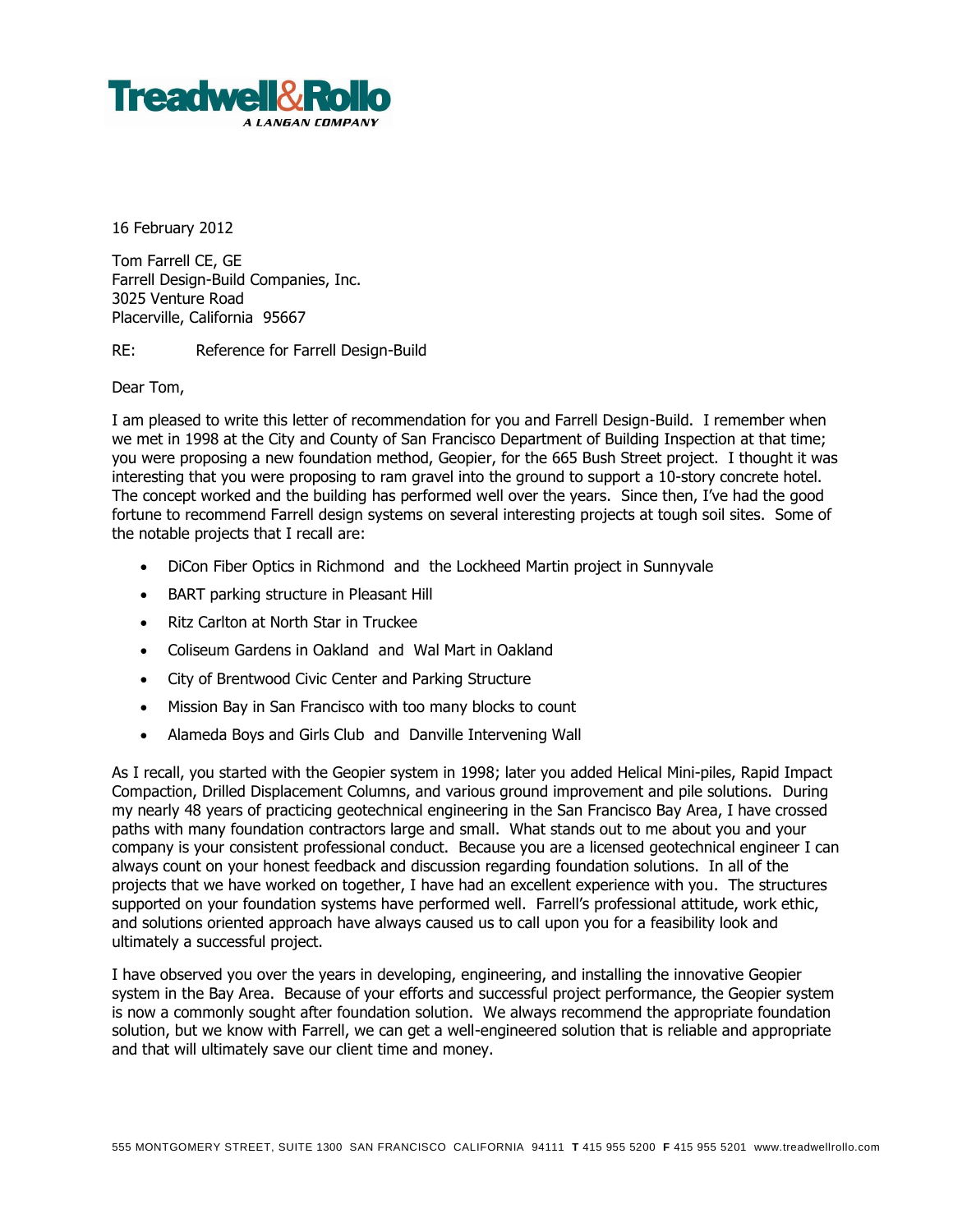**Treadwell&Rollo**
*A LANGAN COMPANY*

16 February 2012

Tom Farrell CE, GE
Farrell Design-Build Companies, Inc.
3025 Venture Road
Placerville, California 95667

RE: Reference for Farrell Design-Build

Dear Tom,

I am pleased to write this letter of recommendation for you and Farrell Design-Build. I remember when we met in 1998 at the City and County of San Francisco Department of Building Inspection at that time; you were proposing a new foundation method, Geopier, for the 665 Bush Street project. I thought it was interesting that you were proposing to ram gravel into the ground to support a 10-story concrete hotel. The concept worked and the building has performed well over the years. Since then, I've had the good fortune to recommend Farrell design systems on several interesting projects at tough soil sites. Some of the notable projects that I recall are:

- DiCon Fiber Optics in Richmond and the Lockheed Martin project in Sunnyvale
- BART parking structure in Pleasant Hill
- Ritz Carlton at North Star in Truckee
- Coliseum Gardens in Oakland and Wal Mart in Oakland
- City of Brentwood Civic Center and Parking Structure
- Mission Bay in San Francisco with too many blocks to count
- Alameda Boys and Girls Club and Danville Intervening Wall

As I recall, you started with the Geopier system in 1998; later you added Helical Mini-piles, Rapid Impact Compaction, Drilled Displacement Columns, and various ground improvement and pile solutions. During my nearly 48 years of practicing geotechnical engineering in the San Francisco Bay Area, I have crossed paths with many foundation contractors large and small. What stands out to me about you and your company is your consistent professional conduct. Because you are a licensed geotechnical engineer I can always count on your honest feedback and discussion regarding foundation solutions. In all of the projects that we have worked on together, I have had an excellent experience with you. The structures supported on your foundation systems have performed well. Farrell's professional attitude, work ethic, and solutions oriented approach have always caused us to call upon you for a feasibility look and ultimately a successful project.

I have observed you over the years in developing, engineering, and installing the innovative Geopier system in the Bay Area. Because of your efforts and successful project performance, the Geopier system is now a commonly sought after foundation solution. We always recommend the appropriate foundation solution, but we know with Farrell, we can get a well-engineered solution that is reliable and appropriate and that will ultimately save our client time and money.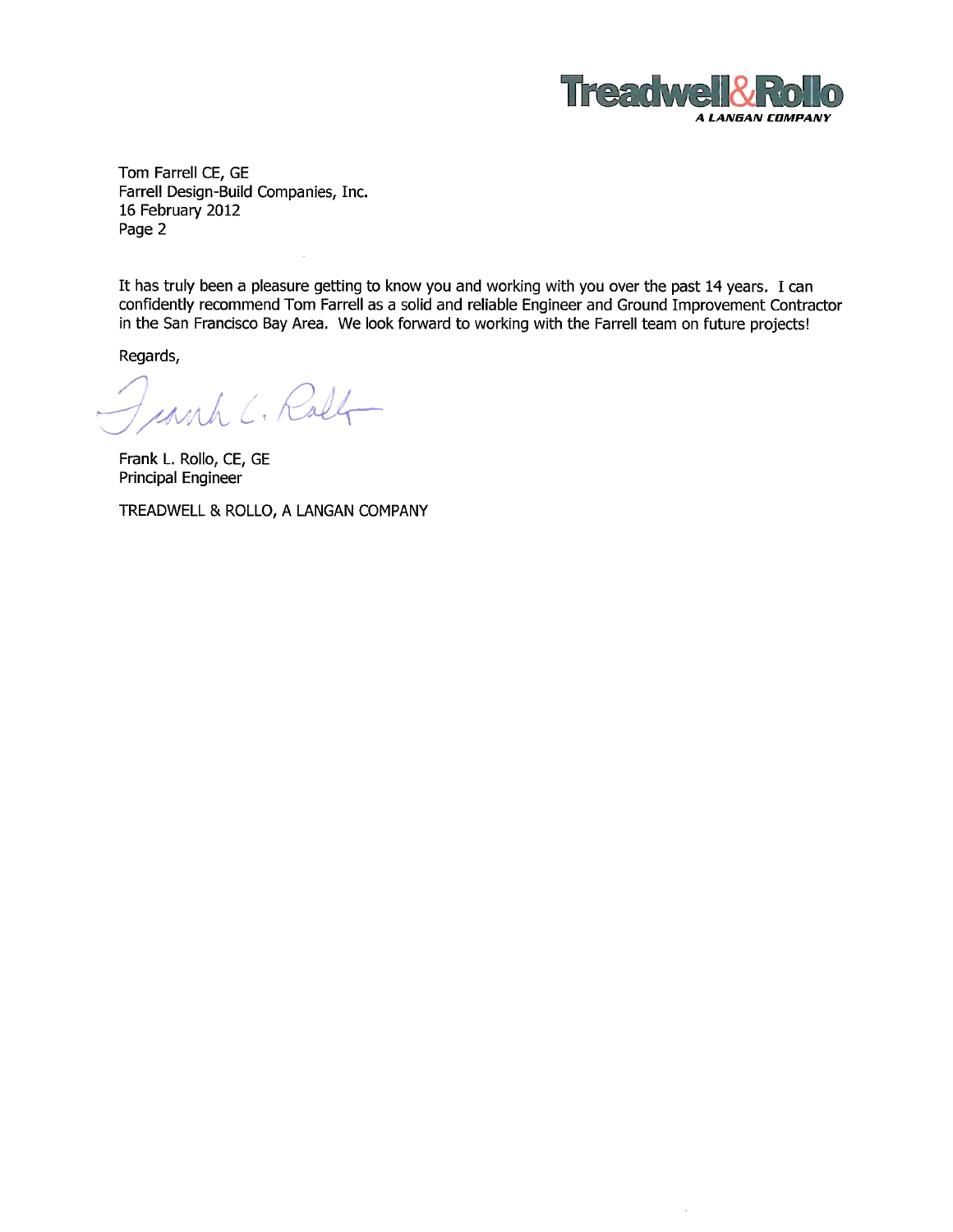Tom Farrell CE, GE
Farrell Design-Build Companies, Inc.
16 February 2012
Page 2

It has truly been a pleasure getting to know you and working with you over the past 14 years. I can confidently recommend Tom Farrell as a solid and reliable Engineer and Ground Improvement Contractor in the San Francisco Bay Area. We look forward to working with the Farrell team on future projects!

Regards,

Frank L. Rollo, CE, GE
Principal Engineer

TREADWELL & ROLLO, A LANGAN COMPANY